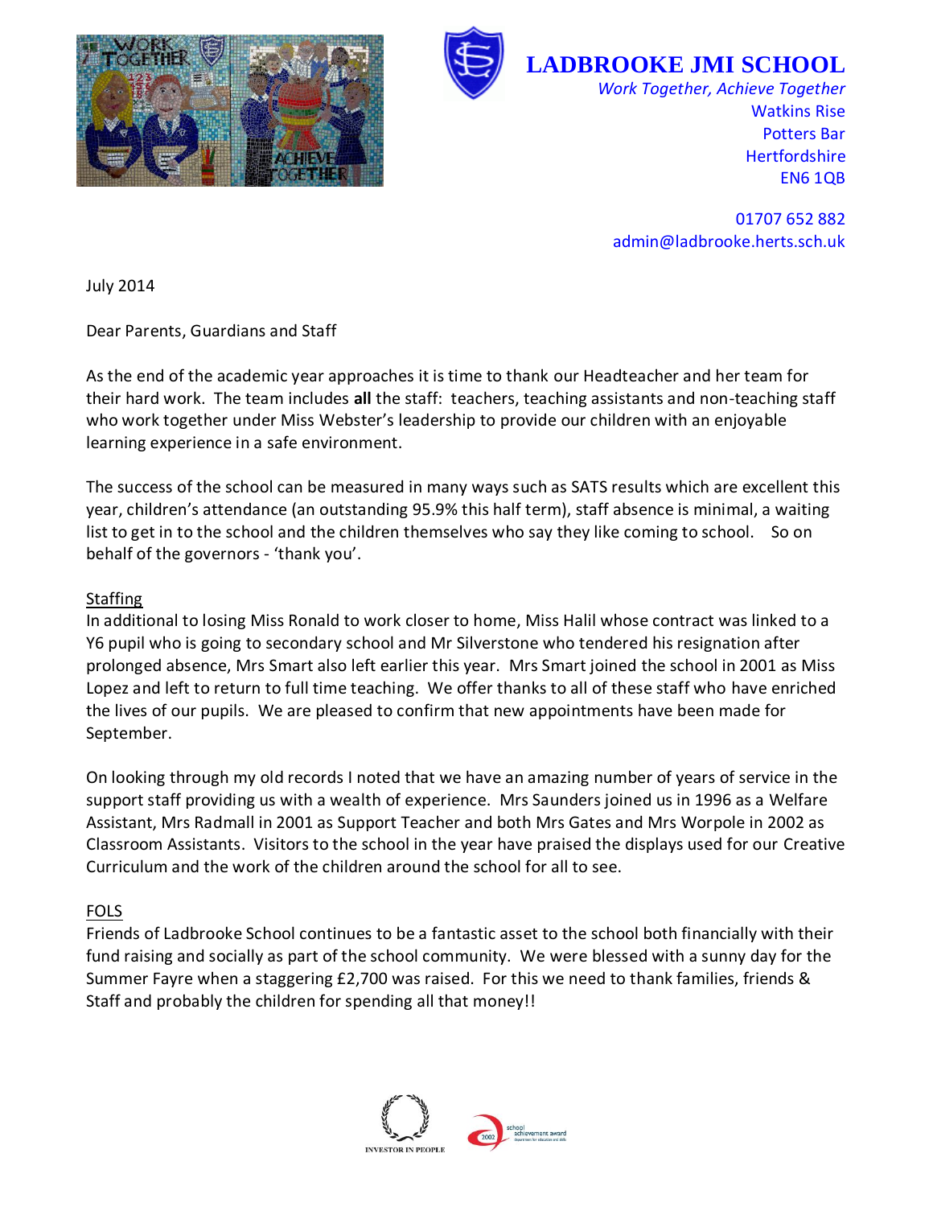# LADBROOKE JMI SCHOOL

*Work Together, Achieve Together*
Watkins Rise
Potters Bar
Hertfordshire
EN6 1QB

01707 652 882
admin@ladbrooke.herts.sch.uk

July 2014

Dear Parents, Guardians and Staff

As the end of the academic year approaches it is time to thank our Headteacher and her team for their hard work. The team includes **all** the staff: teachers, teaching assistants and non-teaching staff who work together under Miss Webster's leadership to provide our children with an enjoyable learning experience in a safe environment.

The success of the school can be measured in many ways such as SATS results which are excellent this year, children's attendance (an outstanding 95.9% this half term), staff absence is minimal, a waiting list to get in to the school and the children themselves who say they like coming to school. So on behalf of the governors - 'thank you'.

## Staffing

In additional to losing Miss Ronald to work closer to home, Miss Halil whose contract was linked to a Y6 pupil who is going to secondary school and Mr Silverstone who tendered his resignation after prolonged absence, Mrs Smart also left earlier this year. Mrs Smart joined the school in 2001 as Miss Lopez and left to return to full time teaching. We offer thanks to all of these staff who have enriched the lives of our pupils. We are pleased to confirm that new appointments have been made for September.

On looking through my old records I noted that we have an amazing number of years of service in the support staff providing us with a wealth of experience. Mrs Saunders joined us in 1996 as a Welfare Assistant, Mrs Radmall in 2001 as Support Teacher and both Mrs Gates and Mrs Worpole in 2002 as Classroom Assistants. Visitors to the school in the year have praised the displays used for our Creative Curriculum and the work of the children around the school for all to see.

## FOLS

Friends of Ladbrooke School continues to be a fantastic asset to the school both financially with their fund raising and socially as part of the school community. We were blessed with a sunny day for the Summer Fayre when a staggering £2,700 was raised. For this we need to thank families, friends & Staff and probably the children for spending all that money!!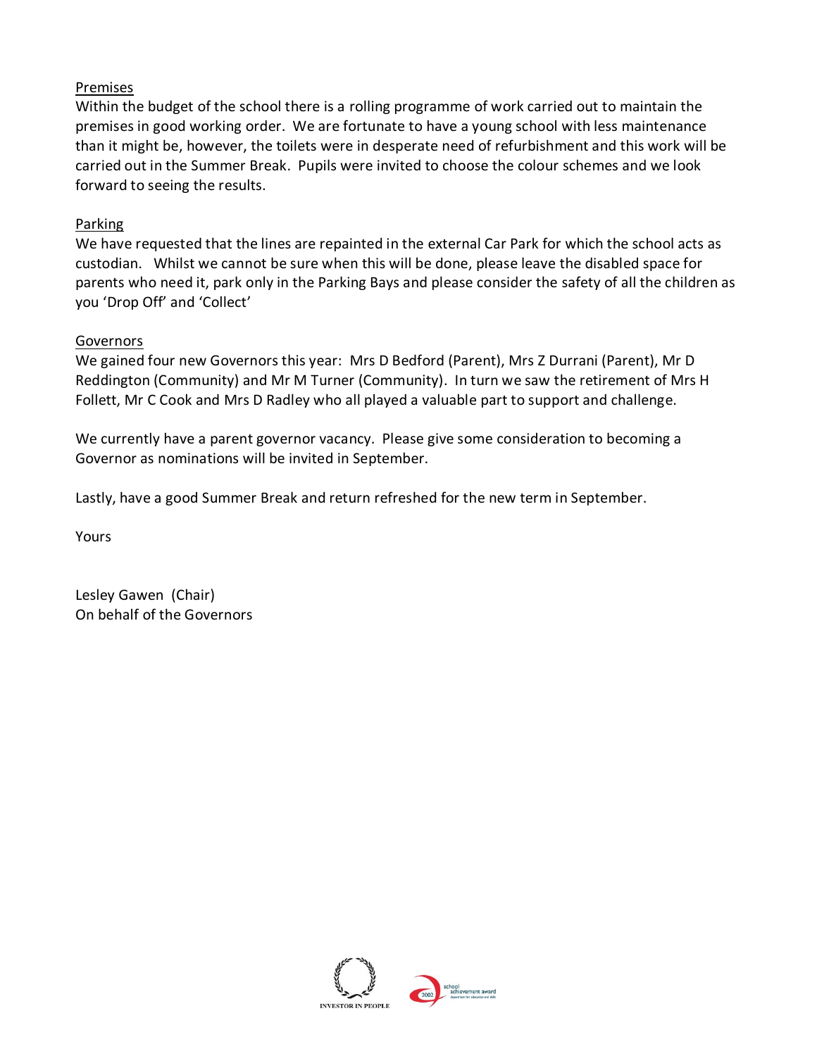Premises

Within the budget of the school there is a rolling programme of work carried out to maintain the premises in good working order. We are fortunate to have a young school with less maintenance than it might be, however, the toilets were in desperate need of refurbishment and this work will be carried out in the Summer Break. Pupils were invited to choose the colour schemes and we look forward to seeing the results.

Parking

We have requested that the lines are repainted in the external Car Park for which the school acts as custodian. Whilst we cannot be sure when this will be done, please leave the disabled space for parents who need it, park only in the Parking Bays and please consider the safety of all the children as you 'Drop Off' and 'Collect'

Governors

We gained four new Governors this year: Mrs D Bedford (Parent), Mrs Z Durrani (Parent), Mr D Reddington (Community) and Mr M Turner (Community). In turn we saw the retirement of Mrs H Follett, Mr C Cook and Mrs D Radley who all played a valuable part to support and challenge.

We currently have a parent governor vacancy. Please give some consideration to becoming a Governor as nominations will be invited in September.

Lastly, have a good Summer Break and return refreshed for the new term in September.

Yours

Lesley Gawen (Chair)
On behalf of the Governors

INVESTOR IN PEOPLE

2002 school achievement award department for education and skills